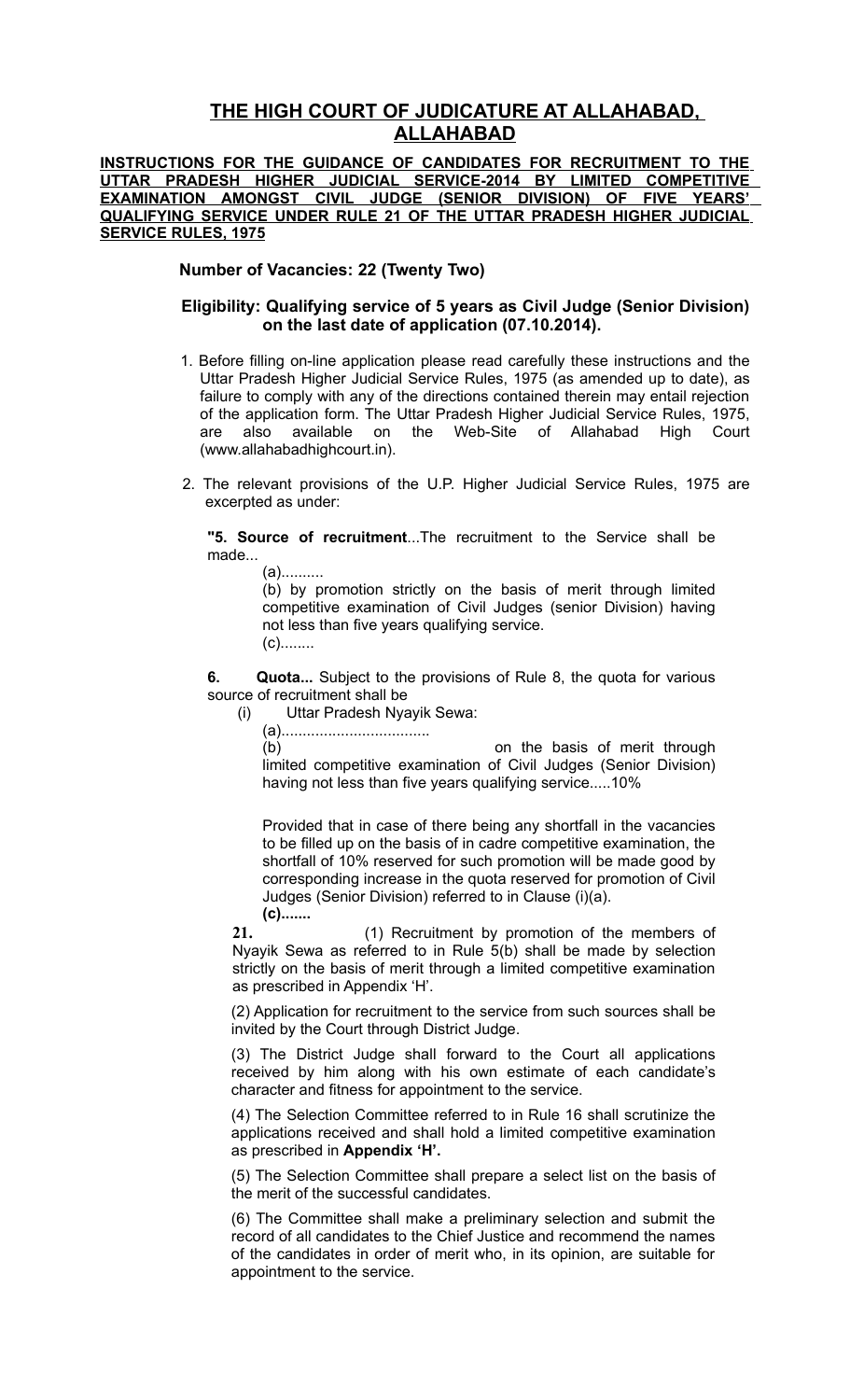# THE HIGH COURT OF JUDICATURE AT ALLAHABAD, ALLAHABAD

**INSTRUCTIONS FOR THE GUIDANCE OF CANDIDATES FOR RECRUITMENT TO THE UTTAR PRADESH HIGHER JUDICIAL SERVICE-2014 BY LIMITED COMPETITIVE EXAMINATION AMONGST CIVIL JUDGE (SENIOR DIVISION) OF FIVE YEARS' QUALIFYING SERVICE UNDER RULE 21 OF THE UTTAR PRADESH HIGHER JUDICIAL SERVICE RULES, 1975**

**Number of Vacancies: 22 (Twenty Two)**

**Eligibility: Qualifying service of 5 years as Civil Judge (Senior Division) on the last date of application (07.10.2014).**

1. Before filling on-line application please read carefully these instructions and the Uttar Pradesh Higher Judicial Service Rules, 1975 (as amended up to date), as failure to comply with any of the directions contained therein may entail rejection of the application form. The Uttar Pradesh Higher Judicial Service Rules, 1975, are also available on the Web-Site of Allahabad High Court (www.allahabadhighcourt.in).

2. The relevant provisions of the U.P. Higher Judicial Service Rules, 1975 are excerpted as under:

**"5. Source of recruitment**...The recruitment to the Service shall be made...

(a)..........

(b) by promotion strictly on the basis of merit through limited competitive examination of Civil Judges (senior Division) having not less than five years qualifying service.

(c)........

**6. Quota...** Subject to the provisions of Rule 8, the quota for various source of recruitment shall be

(i) Uttar Pradesh Nyayik Sewa:

(a)..................................

(b) on the basis of merit through limited competitive examination of Civil Judges (Senior Division) having not less than five years qualifying service.....10%

Provided that in case of there being any shortfall in the vacancies to be filled up on the basis of in cadre competitive examination, the shortfall of 10% reserved for such promotion will be made good by corresponding increase in the quota reserved for promotion of Civil Judges (Senior Division) referred to in Clause (i)(a).

**(c).......**

**21.** (1) Recruitment by promotion of the members of Nyayik Sewa as referred to in Rule 5(b) shall be made by selection strictly on the basis of merit through a limited competitive examination as prescribed in Appendix 'H'.

(2) Application for recruitment to the service from such sources shall be invited by the Court through District Judge.

(3) The District Judge shall forward to the Court all applications received by him along with his own estimate of each candidate's character and fitness for appointment to the service.

(4) The Selection Committee referred to in Rule 16 shall scrutinize the applications received and shall hold a limited competitive examination as prescribed in **Appendix 'H'.**

(5) The Selection Committee shall prepare a select list on the basis of the merit of the successful candidates.

(6) The Committee shall make a preliminary selection and submit the record of all candidates to the Chief Justice and recommend the names of the candidates in order of merit who, in its opinion, are suitable for appointment to the service.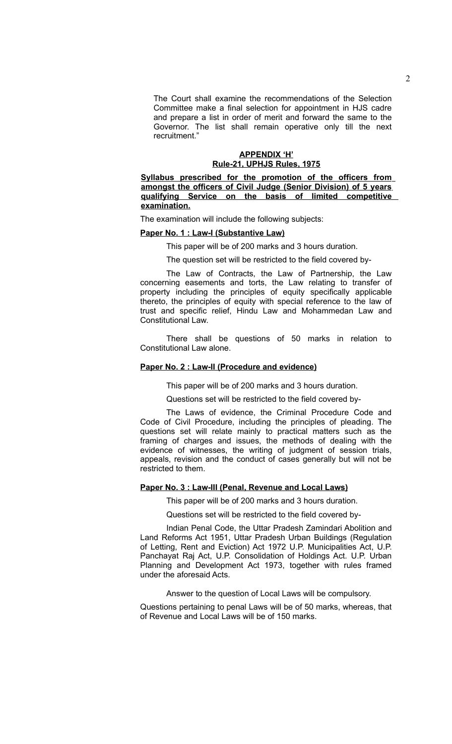The Court shall examine the recommendations of the Selection Committee make a final selection for appointment in HJS cadre and prepare a list in order of merit and forward the same to the Governor. The list shall remain operative only till the next recruitment."

## APPENDIX 'H'
## Rule-21, UPHJS Rules, 1975

**Syllabus prescribed for the promotion of the officers from amongst the officers of Civil Judge (Senior Division) of 5 years qualifying Service on the basis of limited competitive examination.**

The examination will include the following subjects:

**Paper No. 1 : Law-I (Substantive Law)**

This paper will be of 200 marks and 3 hours duration.

The question set will be restricted to the field covered by-

The Law of Contracts, the Law of Partnership, the Law concerning easements and torts, the Law relating to transfer of property including the principles of equity specifically applicable thereto, the principles of equity with special reference to the law of trust and specific relief, Hindu Law and Mohammedan Law and Constitutional Law.

There shall be questions of 50 marks in relation to Constitutional Law alone.

**Paper No. 2 : Law-II (Procedure and evidence)**

This paper will be of 200 marks and 3 hours duration.

Questions set will be restricted to the field covered by-

The Laws of evidence, the Criminal Procedure Code and Code of Civil Procedure, including the principles of pleading. The questions set will relate mainly to practical matters such as the framing of charges and issues, the methods of dealing with the evidence of witnesses, the writing of judgment of session trials, appeals, revision and the conduct of cases generally but will not be restricted to them.

**Paper No. 3 : Law-III (Penal, Revenue and Local Laws)**

This paper will be of 200 marks and 3 hours duration.

Questions set will be restricted to the field covered by-

Indian Penal Code, the Uttar Pradesh Zamindari Abolition and Land Reforms Act 1951, Uttar Pradesh Urban Buildings (Regulation of Letting, Rent and Eviction) Act 1972 U.P. Municipalities Act, U.P. Panchayat Raj Act, U.P. Consolidation of Holdings Act. U.P. Urban Planning and Development Act 1973, together with rules framed under the aforesaid Acts.

Answer to the question of Local Laws will be compulsory.

Questions pertaining to penal Laws will be of 50 marks, whereas, that of Revenue and Local Laws will be of 150 marks.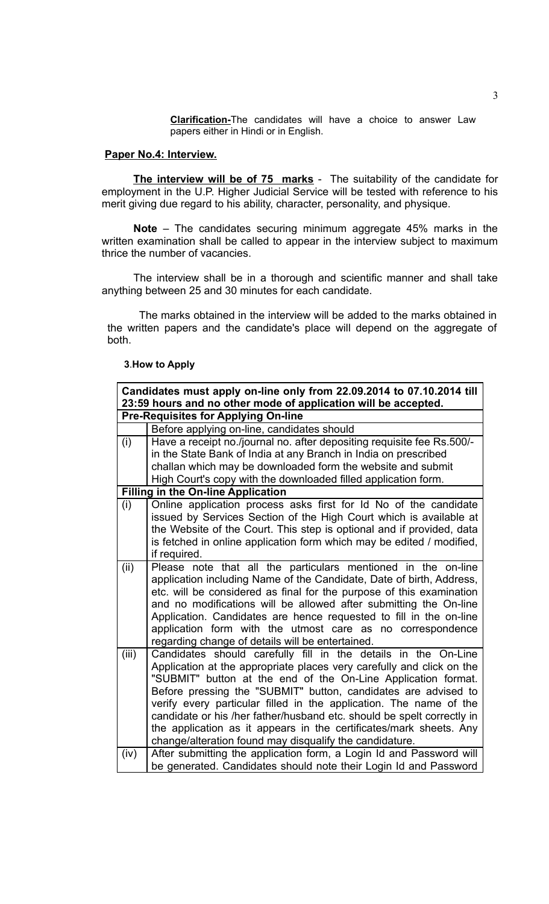**Clarification-**The candidates will have a choice to answer Law papers either in Hindi or in English.

**Paper No.4: Interview.**

**The interview will be of 75 marks** - The suitability of the candidate for employment in the U.P. Higher Judicial Service will be tested with reference to his merit giving due regard to his ability, character, personality, and physique.

**Note** – The candidates securing minimum aggregate 45% marks in the written examination shall be called to appear in the interview subject to maximum thrice the number of vacancies.

The interview shall be in a thorough and scientific manner and shall take anything between 25 and 30 minutes for each candidate.

The marks obtained in the interview will be added to the marks obtained in the written papers and the candidate's place will depend on the aggregate of both.

**3.How to Apply**

| **Candidates must apply on-line only from 22.09.2014 to 07.10.2014 till 23:59 hours and no other mode of application will be accepted.** | |
|---|---|
| **Pre-Requisites for Applying On-line** | |
| | Before applying on-line, candidates should |
| (i) | Have a receipt no./journal no. after depositing requisite fee Rs.500/- in the State Bank of India at any Branch in India on prescribed challan which may be downloaded form the website and submit High Court's copy with the downloaded filled application form. |
| **Filling in the On-line Application** | |
| (i) | Online application process asks first for Id No of the candidate issued by Services Section of the High Court which is available at the Website of the Court. This step is optional and if provided, data is fetched in online application form which may be edited / modified, if required. |
| (ii) | Please note that all the particulars mentioned in the on-line application including Name of the Candidate, Date of birth, Address, etc. will be considered as final for the purpose of this examination and no modifications will be allowed after submitting the On-line Application. Candidates are hence requested to fill in the on-line application form with the utmost care as no correspondence regarding change of details will be entertained. |
| (iii) | Candidates should carefully fill in the details in the On-Line Application at the appropriate places very carefully and click on the "SUBMIT" button at the end of the On-Line Application format. Before pressing the "SUBMIT" button, candidates are advised to verify every particular filled in the application. The name of the candidate or his /her father/husband etc. should be spelt correctly in the application as it appears in the certificates/mark sheets. Any change/alteration found may disqualify the candidature. |
| (iv) | After submitting the application form, a Login Id and Password will be generated. Candidates should note their Login Id and Password |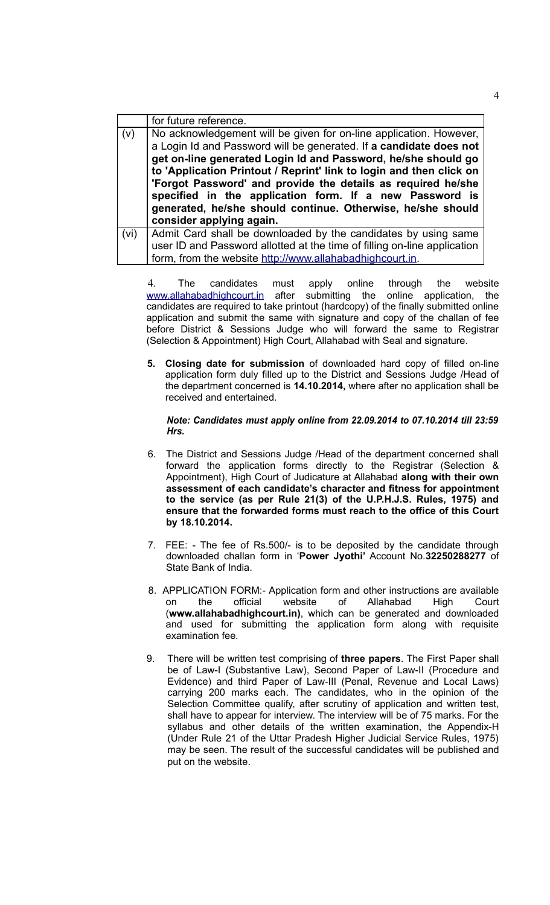|  | for future reference. |
| --- | --- |
| (v) | No acknowledgement will be given for on-line application. However, a Login Id and Password will be generated. If **a candidate does not get on-line generated Login Id and Password, he/she should go to 'Application Printout / Reprint' link to login and then click on 'Forgot Password' and provide the details as required he/she specified in the application form. If a new Password is generated, he/she should continue. Otherwise, he/she should consider applying again.** |
| (vi) | Admit Card shall be downloaded by the candidates by using same user ID and Password allotted at the time of filling on-line application form, from the website http://www.allahabadhighcourt.in. |

4. The candidates must apply online through the website www.allahabadhighcourt.in after submitting the online application, the candidates are required to take printout (hardcopy) of the finally submitted online application and submit the same with signature and copy of the challan of fee before District & Sessions Judge who will forward the same to Registrar (Selection & Appointment) High Court, Allahabad with Seal and signature.

5. **Closing date for submission** of downloaded hard copy of filled on-line application form duly filled up to the District and Sessions Judge /Head of the department concerned is **14.10.2014,** where after no application shall be received and entertained.

***Note: Candidates must apply online from 22.09.2014 to 07.10.2014 till 23:59 Hrs.***

6. The District and Sessions Judge /Head of the department concerned shall forward the application forms directly to the Registrar (Selection & Appointment), High Court of Judicature at Allahabad **along with their own assessment of each candidate's character and fitness for appointment to the service (as per Rule 21(3) of the U.P.H.J.S. Rules, 1975) and ensure that the forwarded forms must reach to the office of this Court by 18.10.2014.**

7. FEE: - The fee of Rs.500/- is to be deposited by the candidate through downloaded challan form in '**Power Jyothi'** Account No.**32250288277** of State Bank of India.

8. APPLICATION FORM:- Application form and other instructions are available on the official website of Allahabad High Court (**www.allahabadhighcourt.in)**, which can be generated and downloaded and used for submitting the application form along with requisite examination fee.

9. There will be written test comprising of **three papers**. The First Paper shall be of Law-I (Substantive Law), Second Paper of Law-II (Procedure and Evidence) and third Paper of Law-III (Penal, Revenue and Local Laws) carrying 200 marks each. The candidates, who in the opinion of the Selection Committee qualify, after scrutiny of application and written test, shall have to appear for interview. The interview will be of 75 marks. For the syllabus and other details of the written examination, the Appendix-H (Under Rule 21 of the Uttar Pradesh Higher Judicial Service Rules, 1975) may be seen. The result of the successful candidates will be published and put on the website.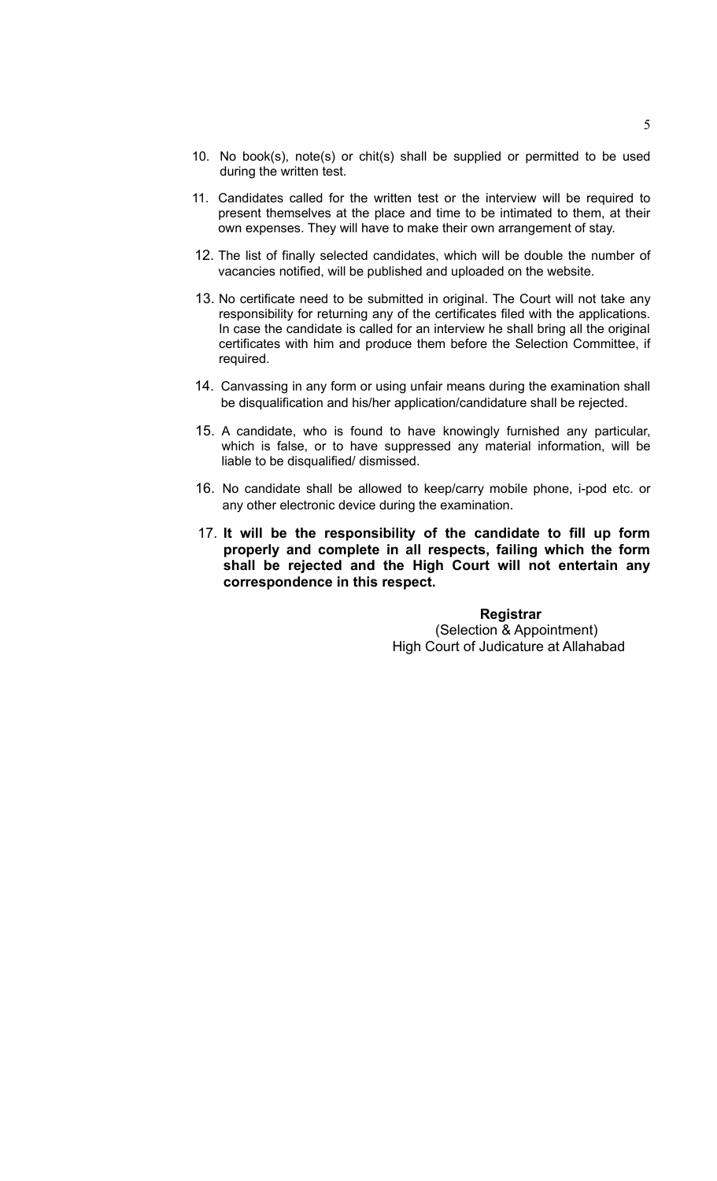10. No book(s), note(s) or chit(s) shall be supplied or permitted to be used during the written test.
11. Candidates called for the written test or the interview will be required to present themselves at the place and time to be intimated to them, at their own expenses. They will have to make their own arrangement of stay.
12. The list of finally selected candidates, which will be double the number of vacancies notified, will be published and uploaded on the website.
13. No certificate need to be submitted in original. The Court will not take any responsibility for returning any of the certificates filed with the applications. In case the candidate is called for an interview he shall bring all the original certificates with him and produce them before the Selection Committee, if required.
14. Canvassing in any form or using unfair means during the examination shall be disqualification and his/her application/candidature shall be rejected.
15. A candidate, who is found to have knowingly furnished any particular, which is false, or to have suppressed any material information, will be liable to be disqualified/ dismissed.
16. No candidate shall be allowed to keep/carry mobile phone, i-pod etc. or any other electronic device during the examination.
17. **It will be the responsibility of the candidate to fill up form properly and complete in all respects, failing which the form shall be rejected and the High Court will not entertain any correspondence in this respect.**

**Registrar**
(Selection & Appointment)
High Court of Judicature at Allahabad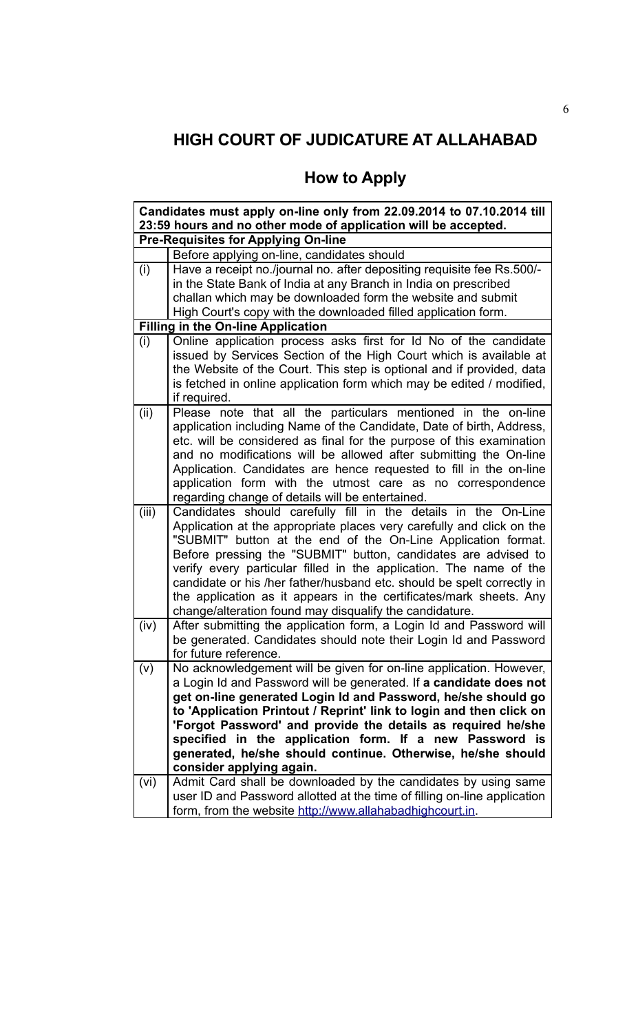# HIGH COURT OF JUDICATURE AT ALLAHABAD

## How to Apply

| | |
|---|---|
| **Candidates must apply on-line only from 22.09.2014 to 07.10.2014 till 23:59 hours and no other mode of application will be accepted.** | |
| **Pre-Requisites for Applying On-line** | |
| | Before applying on-line, candidates should |
| (i) | Have a receipt no./journal no. after depositing requisite fee Rs.500/- in the State Bank of India at any Branch in India on prescribed challan which may be downloaded form the website and submit High Court's copy with the downloaded filled application form. |
| **Filling in the On-line Application** | |
| (i) | Online application process asks first for Id No of the candidate issued by Services Section of the High Court which is available at the Website of the Court. This step is optional and if provided, data is fetched in online application form which may be edited / modified, if required. |
| (ii) | Please note that all the particulars mentioned in the on-line application including Name of the Candidate, Date of birth, Address, etc. will be considered as final for the purpose of this examination and no modifications will be allowed after submitting the On-line Application. Candidates are hence requested to fill in the on-line application form with the utmost care as no correspondence regarding change of details will be entertained. |
| (iii) | Candidates should carefully fill in the details in the On-Line Application at the appropriate places very carefully and click on the "SUBMIT" button at the end of the On-Line Application format. Before pressing the "SUBMIT" button, candidates are advised to verify every particular filled in the application. The name of the candidate or his /her father/husband etc. should be spelt correctly in the application as it appears in the certificates/mark sheets. Any change/alteration found may disqualify the candidature. |
| (iv) | After submitting the application form, a Login Id and Password will be generated. Candidates should note their Login Id and Password for future reference. |
| (v) | No acknowledgement will be given for on-line application. However, a Login Id and Password will be generated. If **a candidate does not get on-line generated Login Id and Password, he/she should go to 'Application Printout / Reprint' link to login and then click on 'Forgot Password' and provide the details as required he/she specified in the application form. If a new Password is generated, he/she should continue. Otherwise, he/she should consider applying again.** |
| (vi) | Admit Card shall be downloaded by the candidates by using same user ID and Password allotted at the time of filling on-line application form, from the website http://www.allahabadhighcourt.in. |